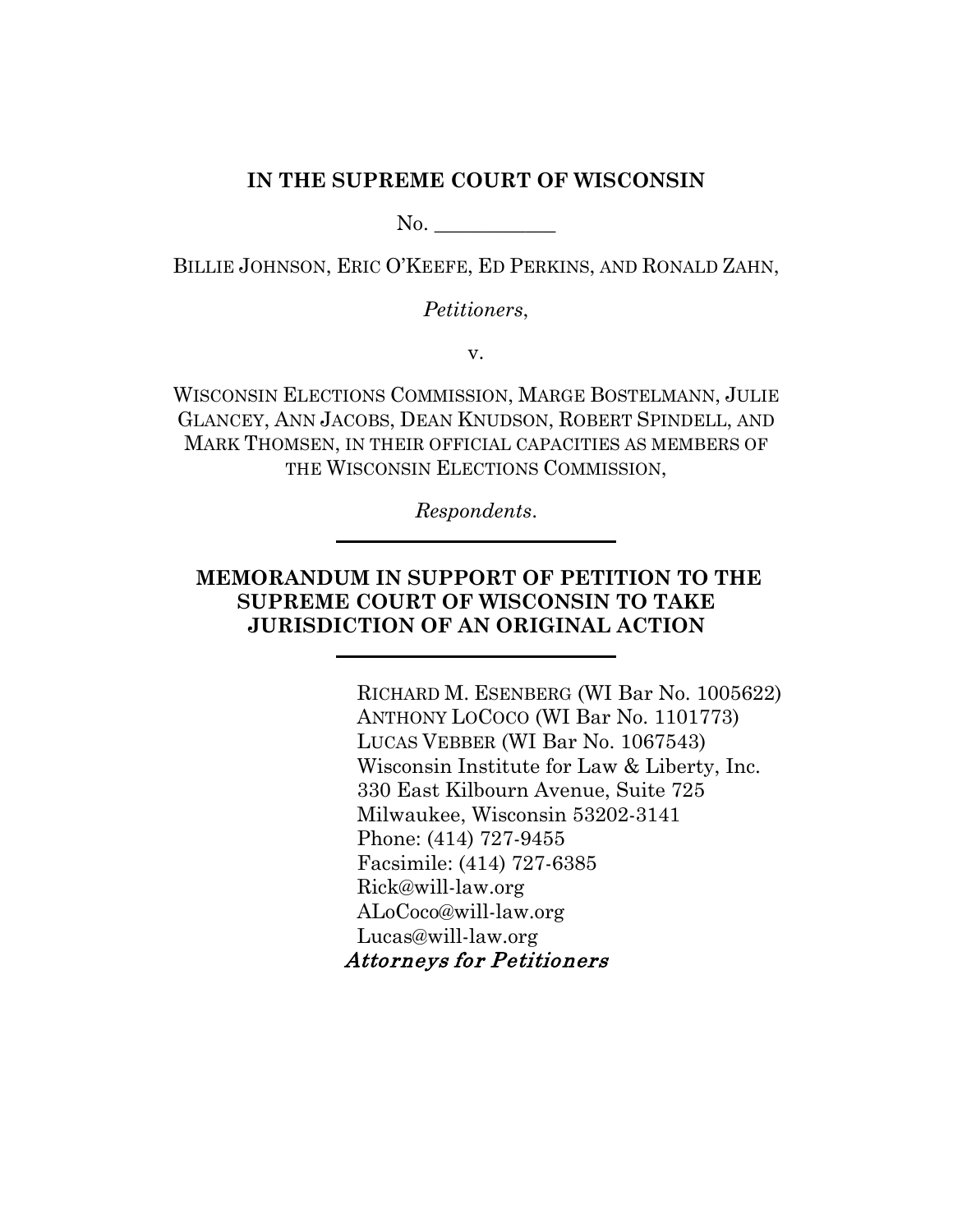**IN THE SUPREME COURT OF WISCONSIN**

No. ____________

BILLIE JOHNSON, ERIC O'KEEFE, ED PERKINS, AND RONALD ZAHN,

*Petitioners*,

v.

WISCONSIN ELECTIONS COMMISSION, MARGE BOSTELMANN, JULIE GLANCEY, ANN JACOBS, DEAN KNUDSON, ROBERT SPINDELL, AND MARK THOMSEN, IN THEIR OFFICIAL CAPACITIES AS MEMBERS OF THE WISCONSIN ELECTIONS COMMISSION,

*Respondents*.

---

**MEMORANDUM IN SUPPORT OF PETITION TO THE SUPREME COURT OF WISCONSIN TO TAKE JURISDICTION OF AN ORIGINAL ACTION**

---

RICHARD M. ESENBERG (WI Bar No. 1005622)
ANTHONY LOCOCO (WI Bar No. 1101773)
LUCAS VEBBER (WI Bar No. 1067543)
Wisconsin Institute for Law & Liberty, Inc.
330 East Kilbourn Avenue, Suite 725
Milwaukee, Wisconsin 53202-3141
Phone: (414) 727-9455
Facsimile: (414) 727-6385
Rick@will-law.org
ALoCoco@will-law.org
Lucas@will-law.org
*Attorneys for Petitioners*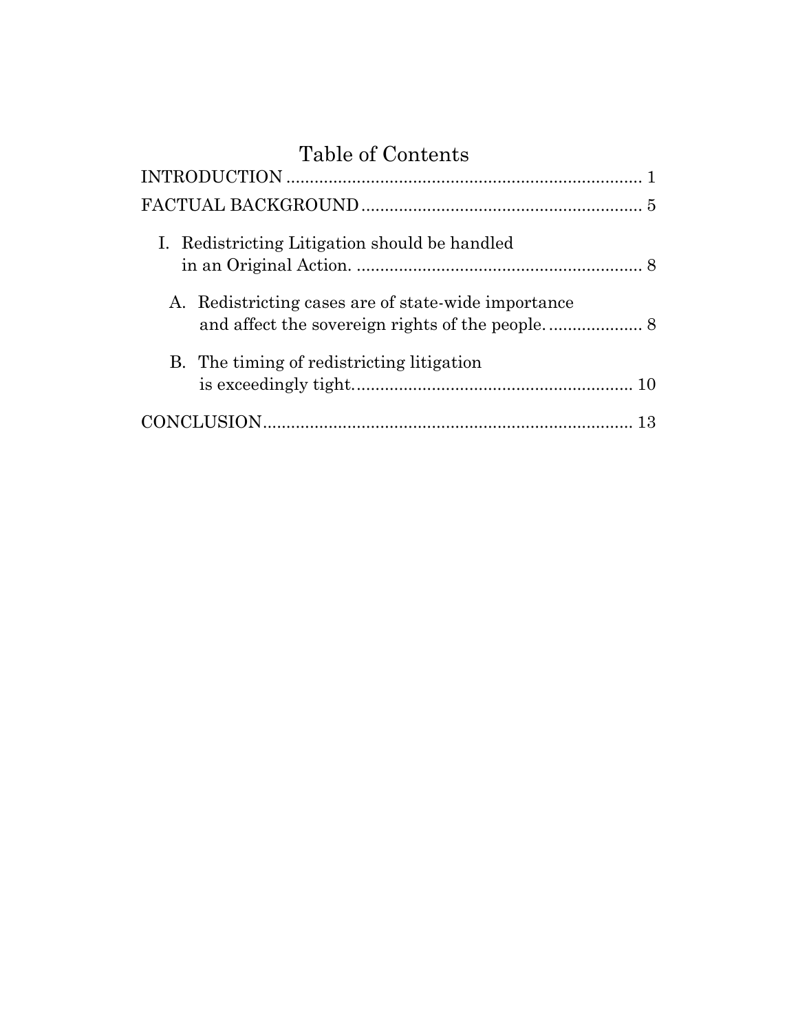# Table of Contents

INTRODUCTION ........................................................................ 1

FACTUAL BACKGROUND ........................................................ 5

I. Redistricting Litigation should be handled in an Original Action. ........................................................ 8

A. Redistricting cases are of state-wide importance and affect the sovereign rights of the people. .................... 8

B. The timing of redistricting litigation is exceedingly tight. ........................................................ 10

CONCLUSION ........................................................................ 13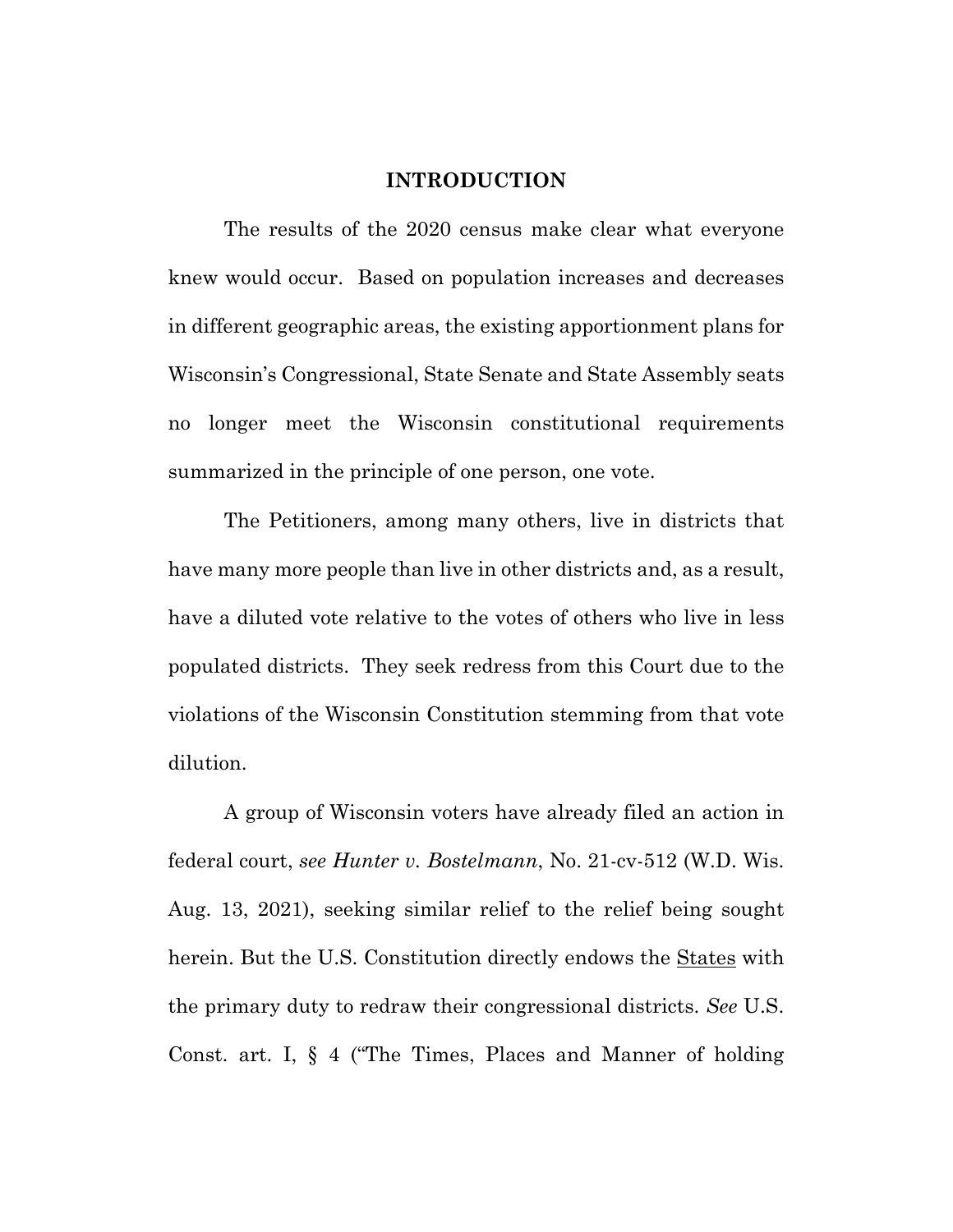## INTRODUCTION

The results of the 2020 census make clear what everyone knew would occur. Based on population increases and decreases in different geographic areas, the existing apportionment plans for Wisconsin's Congressional, State Senate and State Assembly seats no longer meet the Wisconsin constitutional requirements summarized in the principle of one person, one vote.

The Petitioners, among many others, live in districts that have many more people than live in other districts and, as a result, have a diluted vote relative to the votes of others who live in less populated districts. They seek redress from this Court due to the violations of the Wisconsin Constitution stemming from that vote dilution.

A group of Wisconsin voters have already filed an action in federal court, *see Hunter v. Bostelmann*, No. 21-cv-512 (W.D. Wis. Aug. 13, 2021), seeking similar relief to the relief being sought herein. But the U.S. Constitution directly endows the <u>States</u> with the primary duty to redraw their congressional districts. *See* U.S. Const. art. I, § 4 ("The Times, Places and Manner of holding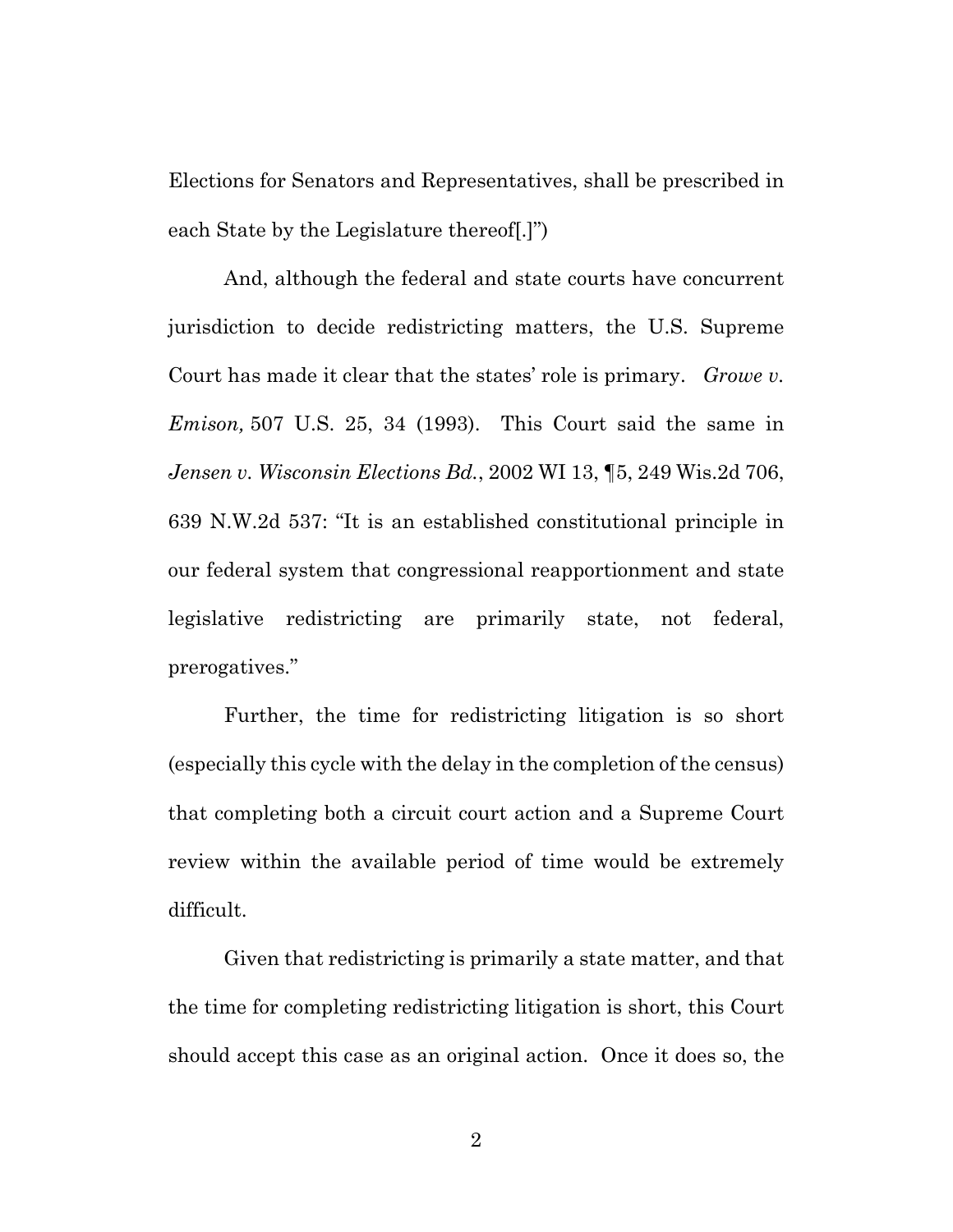Elections for Senators and Representatives, shall be prescribed in each State by the Legislature thereof[.]")

And, although the federal and state courts have concurrent jurisdiction to decide redistricting matters, the U.S. Supreme Court has made it clear that the states' role is primary. *Growe v. Emison,* 507 U.S. 25, 34 (1993). This Court said the same in *Jensen v. Wisconsin Elections Bd.*, 2002 WI 13, ¶5, 249 Wis.2d 706, 639 N.W.2d 537: "It is an established constitutional principle in our federal system that congressional reapportionment and state legislative redistricting are primarily state, not federal, prerogatives."

Further, the time for redistricting litigation is so short (especially this cycle with the delay in the completion of the census) that completing both a circuit court action and a Supreme Court review within the available period of time would be extremely difficult.

Given that redistricting is primarily a state matter, and that the time for completing redistricting litigation is short, this Court should accept this case as an original action. Once it does so, the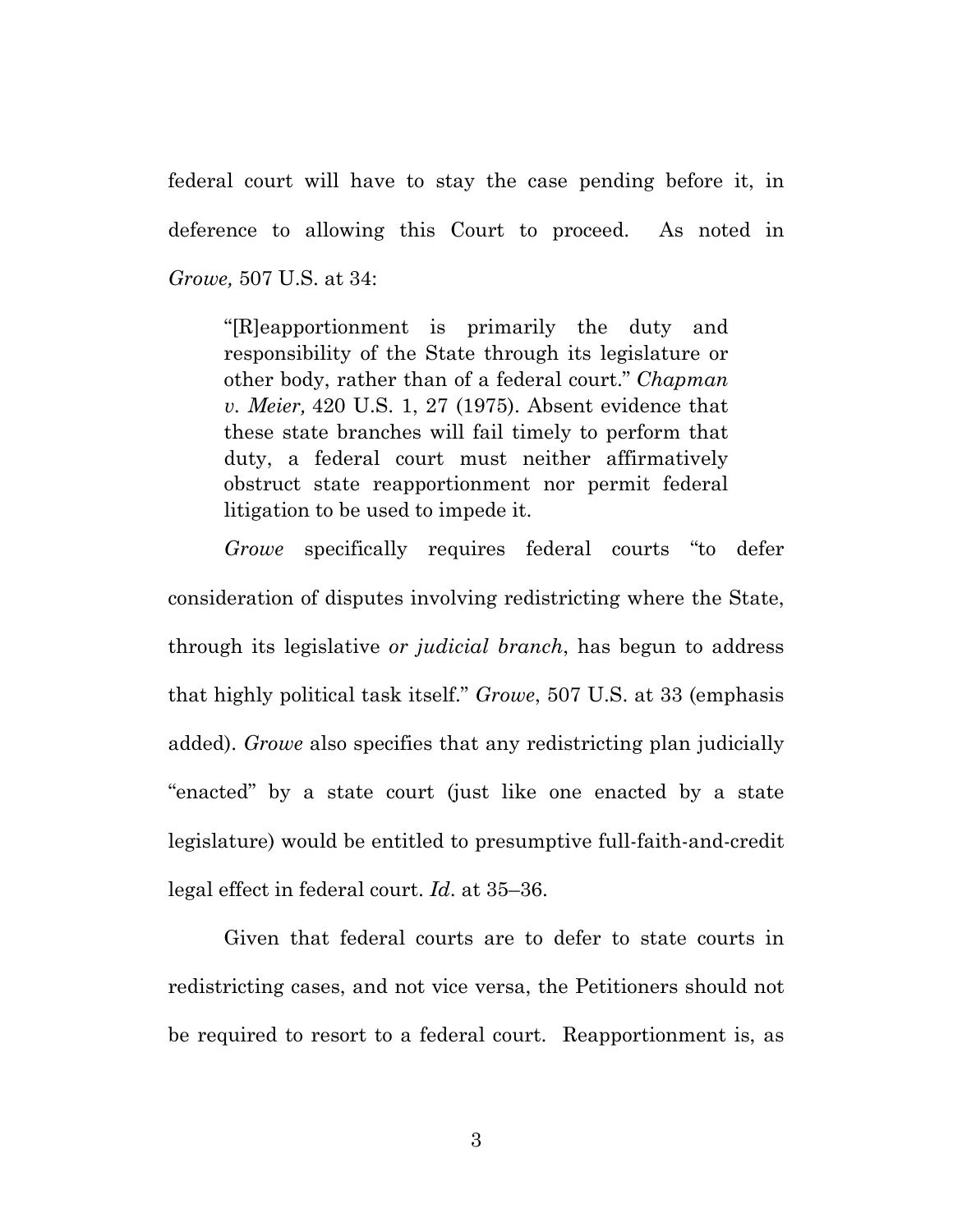federal court will have to stay the case pending before it, in deference to allowing this Court to proceed. As noted in *Growe,* 507 U.S. at 34:

> "[R]eapportionment is primarily the duty and responsibility of the State through its legislature or other body, rather than of a federal court." *Chapman v. Meier,* 420 U.S. 1, 27 (1975). Absent evidence that these state branches will fail timely to perform that duty, a federal court must neither affirmatively obstruct state reapportionment nor permit federal litigation to be used to impede it.

*Growe* specifically requires federal courts "to defer consideration of disputes involving redistricting where the State, through its legislative *or judicial branch*, has begun to address that highly political task itself." *Growe*, 507 U.S. at 33 (emphasis added). *Growe* also specifies that any redistricting plan judicially "enacted" by a state court (just like one enacted by a state legislature) would be entitled to presumptive full-faith-and-credit legal effect in federal court. *Id*. at 35–36.

Given that federal courts are to defer to state courts in redistricting cases, and not vice versa, the Petitioners should not be required to resort to a federal court. Reapportionment is, as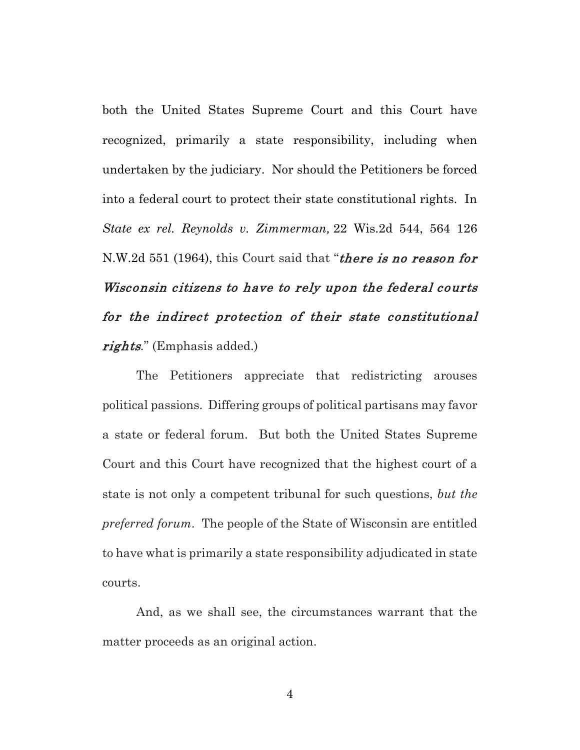both the United States Supreme Court and this Court have recognized, primarily a state responsibility, including when undertaken by the judiciary. Nor should the Petitioners be forced into a federal court to protect their state constitutional rights. In *State ex rel. Reynolds v. Zimmerman,* 22 Wis.2d 544, 564 126 N.W.2d 551 (1964), this Court said that "***there is no reason for Wisconsin citizens to have to rely upon the federal courts for the indirect protection of their state constitutional rights***." (Emphasis added.)

The Petitioners appreciate that redistricting arouses political passions. Differing groups of political partisans may favor a state or federal forum. But both the United States Supreme Court and this Court have recognized that the highest court of a state is not only a competent tribunal for such questions, *but the preferred forum*. The people of the State of Wisconsin are entitled to have what is primarily a state responsibility adjudicated in state courts.

And, as we shall see, the circumstances warrant that the matter proceeds as an original action.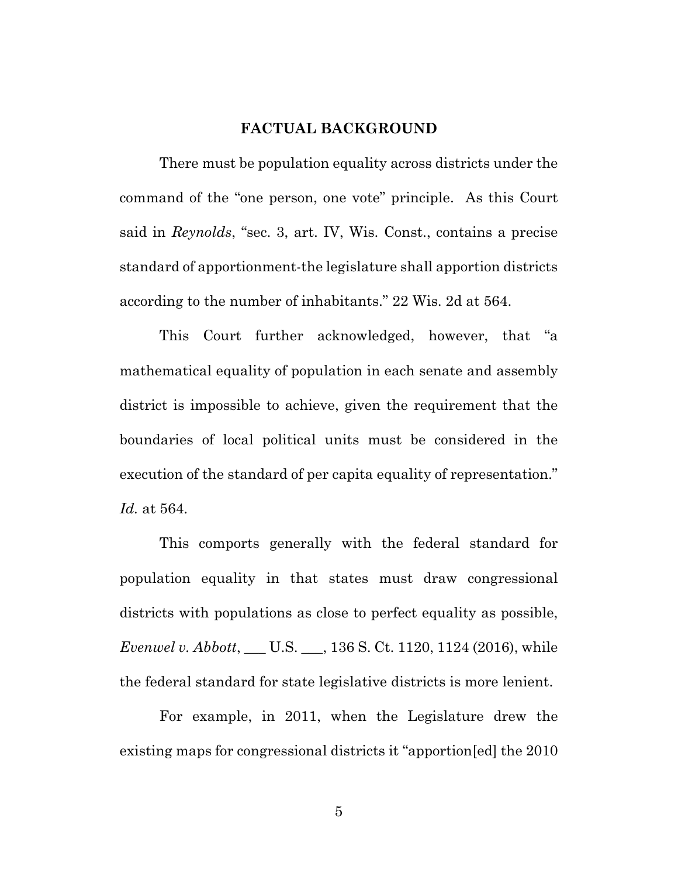## FACTUAL BACKGROUND

There must be population equality across districts under the command of the "one person, one vote" principle. As this Court said in *Reynolds*, "sec. 3, art. IV, Wis. Const., contains a precise standard of apportionment-the legislature shall apportion districts according to the number of inhabitants." 22 Wis. 2d at 564.

This Court further acknowledged, however, that "a mathematical equality of population in each senate and assembly district is impossible to achieve, given the requirement that the boundaries of local political units must be considered in the execution of the standard of per capita equality of representation." *Id.* at 564.

This comports generally with the federal standard for population equality in that states must draw congressional districts with populations as close to perfect equality as possible, *Evenwel v. Abbott*, ___ U.S. ___, 136 S. Ct. 1120, 1124 (2016), while the federal standard for state legislative districts is more lenient.

For example, in 2011, when the Legislature drew the existing maps for congressional districts it "apportion[ed] the 2010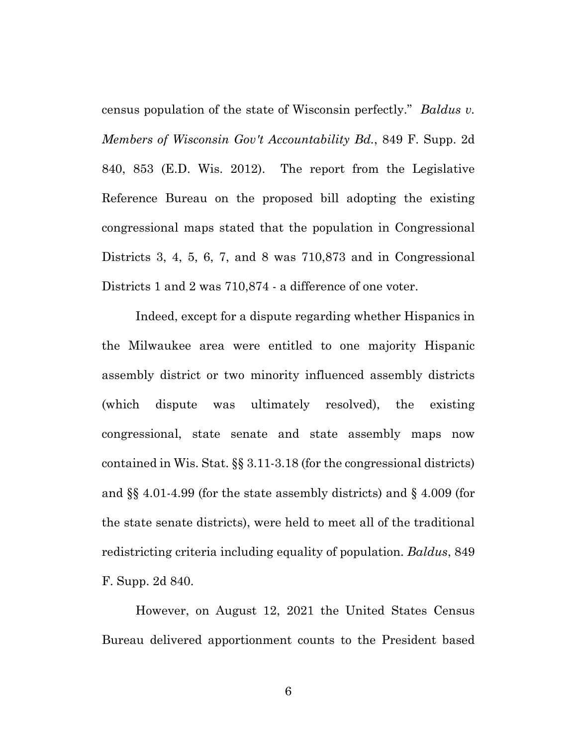census population of the state of Wisconsin perfectly." *Baldus v. Members of Wisconsin Gov't Accountability Bd.*, 849 F. Supp. 2d 840, 853 (E.D. Wis. 2012). The report from the Legislative Reference Bureau on the proposed bill adopting the existing congressional maps stated that the population in Congressional Districts 3, 4, 5, 6, 7, and 8 was 710,873 and in Congressional Districts 1 and 2 was 710,874 - a difference of one voter.

Indeed, except for a dispute regarding whether Hispanics in the Milwaukee area were entitled to one majority Hispanic assembly district or two minority influenced assembly districts (which dispute was ultimately resolved), the existing congressional, state senate and state assembly maps now contained in Wis. Stat. §§ 3.11-3.18 (for the congressional districts) and §§ 4.01-4.99 (for the state assembly districts) and § 4.009 (for the state senate districts), were held to meet all of the traditional redistricting criteria including equality of population. *Baldus*, 849 F. Supp. 2d 840.

However, on August 12, 2021 the United States Census Bureau delivered apportionment counts to the President based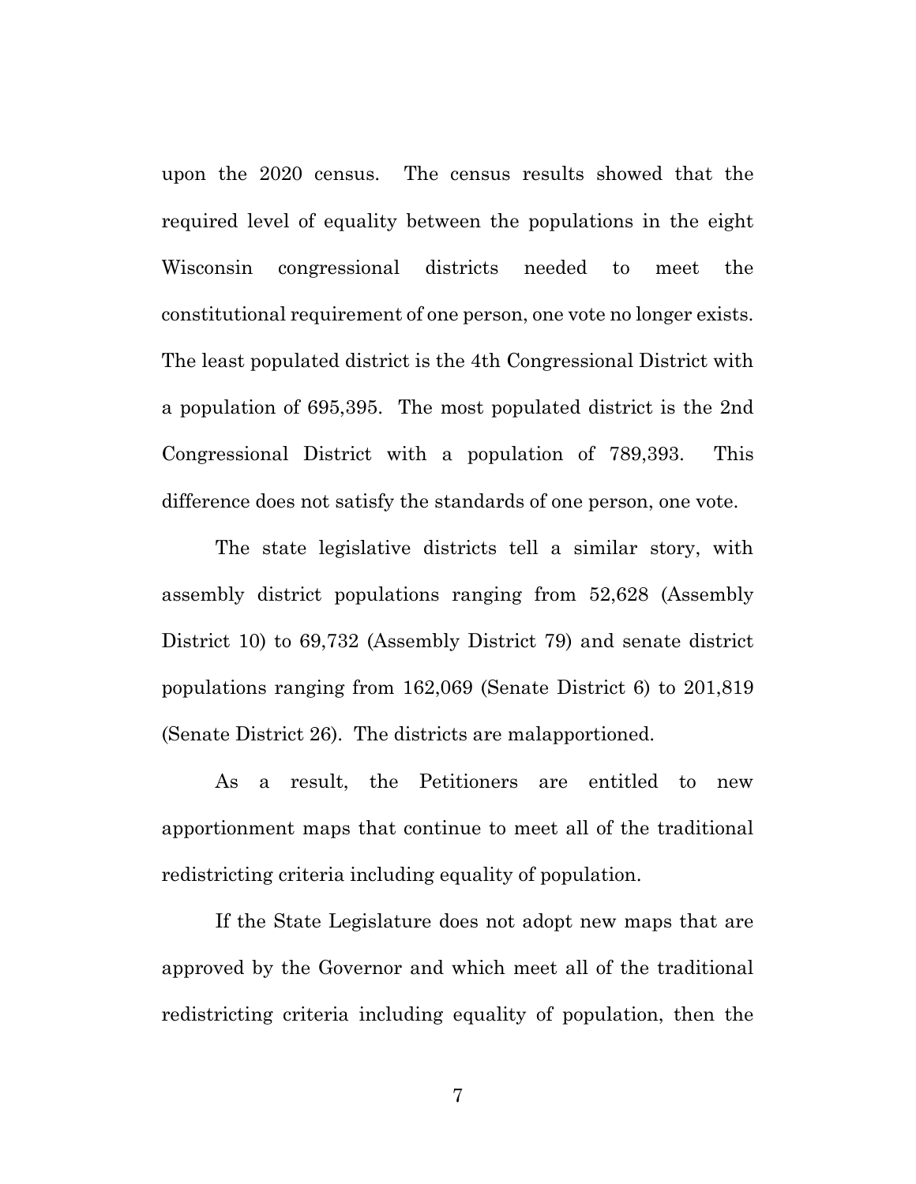upon the 2020 census. The census results showed that the required level of equality between the populations in the eight Wisconsin congressional districts needed to meet the constitutional requirement of one person, one vote no longer exists. The least populated district is the 4th Congressional District with a population of 695,395. The most populated district is the 2nd Congressional District with a population of 789,393. This difference does not satisfy the standards of one person, one vote.

The state legislative districts tell a similar story, with assembly district populations ranging from 52,628 (Assembly District 10) to 69,732 (Assembly District 79) and senate district populations ranging from 162,069 (Senate District 6) to 201,819 (Senate District 26). The districts are malapportioned.

As a result, the Petitioners are entitled to new apportionment maps that continue to meet all of the traditional redistricting criteria including equality of population.

If the State Legislature does not adopt new maps that are approved by the Governor and which meet all of the traditional redistricting criteria including equality of population, then the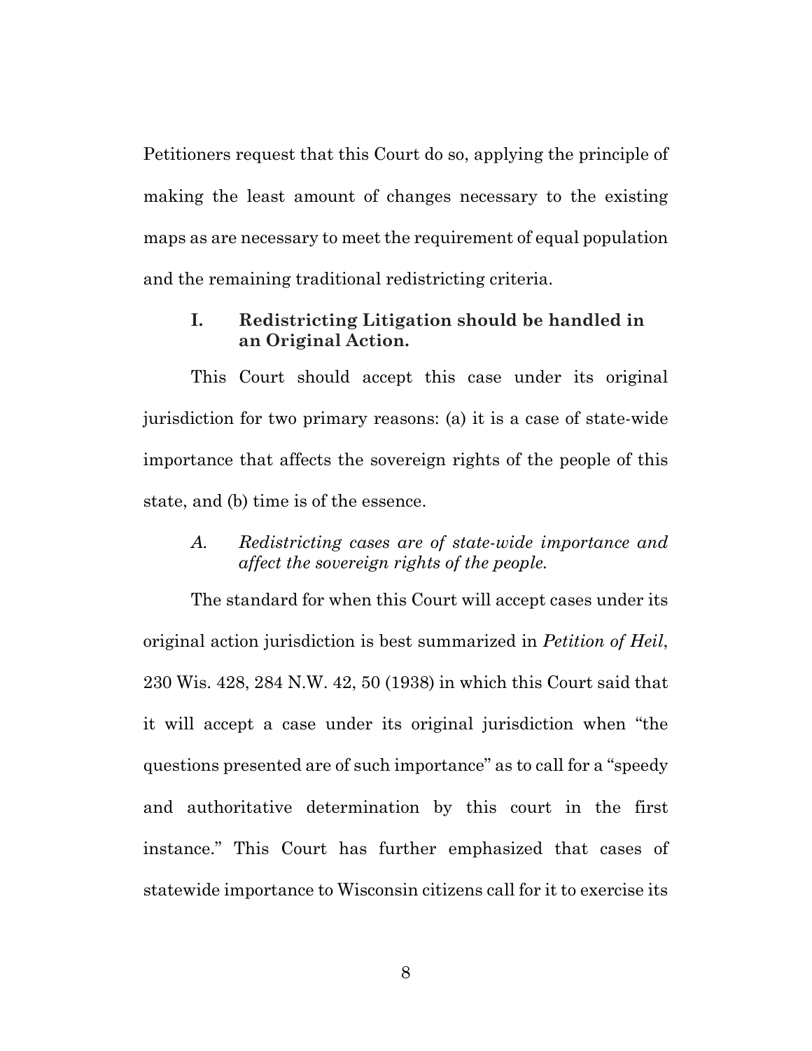Petitioners request that this Court do so, applying the principle of making the least amount of changes necessary to the existing maps as are necessary to meet the requirement of equal population and the remaining traditional redistricting criteria.

## I. Redistricting Litigation should be handled in an Original Action.

This Court should accept this case under its original jurisdiction for two primary reasons: (a) it is a case of state-wide importance that affects the sovereign rights of the people of this state, and (b) time is of the essence.

### *A. Redistricting cases are of state-wide importance and affect the sovereign rights of the people.*

The standard for when this Court will accept cases under its original action jurisdiction is best summarized in *Petition of Heil*, 230 Wis. 428, 284 N.W. 42, 50 (1938) in which this Court said that it will accept a case under its original jurisdiction when "the questions presented are of such importance" as to call for a "speedy and authoritative determination by this court in the first instance." This Court has further emphasized that cases of statewide importance to Wisconsin citizens call for it to exercise its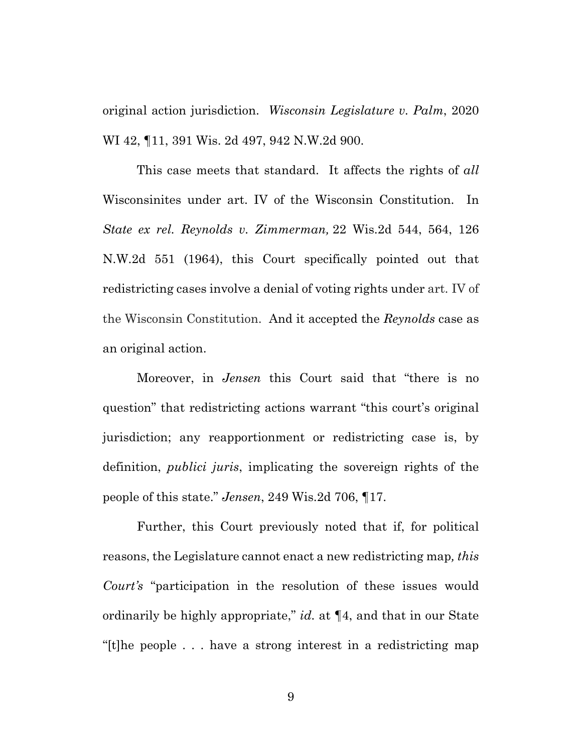original action jurisdiction. *Wisconsin Legislature v. Palm*, 2020 WI 42, ¶11, 391 Wis. 2d 497, 942 N.W.2d 900.

This case meets that standard. It affects the rights of *all* Wisconsinites under art. IV of the Wisconsin Constitution. In *State ex rel. Reynolds v. Zimmerman,* 22 Wis.2d 544, 564, 126 N.W.2d 551 (1964), this Court specifically pointed out that redistricting cases involve a denial of voting rights under art. IV of the Wisconsin Constitution. And it accepted the *Reynolds* case as an original action.

Moreover, in *Jensen* this Court said that "there is no question" that redistricting actions warrant "this court's original jurisdiction; any reapportionment or redistricting case is, by definition, *publici juris*, implicating the sovereign rights of the people of this state." *Jensen*, 249 Wis.2d 706, ¶17.

Further, this Court previously noted that if, for political reasons, the Legislature cannot enact a new redistricting map*, this Court's* "participation in the resolution of these issues would ordinarily be highly appropriate," *id.* at ¶4, and that in our State "[t]he people . . . have a strong interest in a redistricting map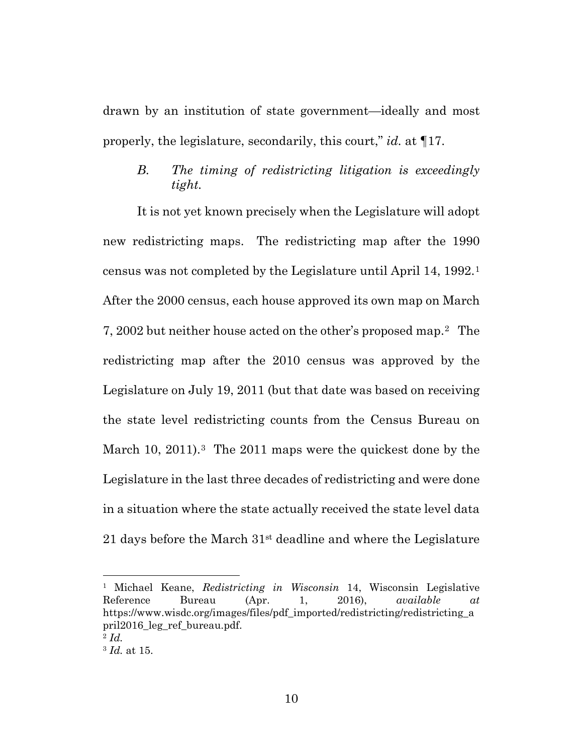drawn by an institution of state government—ideally and most properly, the legislature, secondarily, this court," *id.* at ¶17.

### *B. The timing of redistricting litigation is exceedingly tight.*

It is not yet known precisely when the Legislature will adopt new redistricting maps. The redistricting map after the 1990 census was not completed by the Legislature until April 14, 1992.[1] After the 2000 census, each house approved its own map on March 7, 2002 but neither house acted on the other's proposed map.[2] The redistricting map after the 2010 census was approved by the Legislature on July 19, 2011 (but that date was based on receiving the state level redistricting counts from the Census Bureau on March 10, 2011).[3] The 2011 maps were the quickest done by the Legislature in the last three decades of redistricting and were done in a situation where the state actually received the state level data 21 days before the March 31st deadline and where the Legislature

---

[1] Michael Keane, *Redistricting in Wisconsin* 14, Wisconsin Legislative Reference Bureau (Apr. 1, 2016), *available at* https://www.wisdc.org/images/files/pdf_imported/redistricting/redistricting_april2016_leg_ref_bureau.pdf.

[2] *Id.*

[3] *Id.* at 15.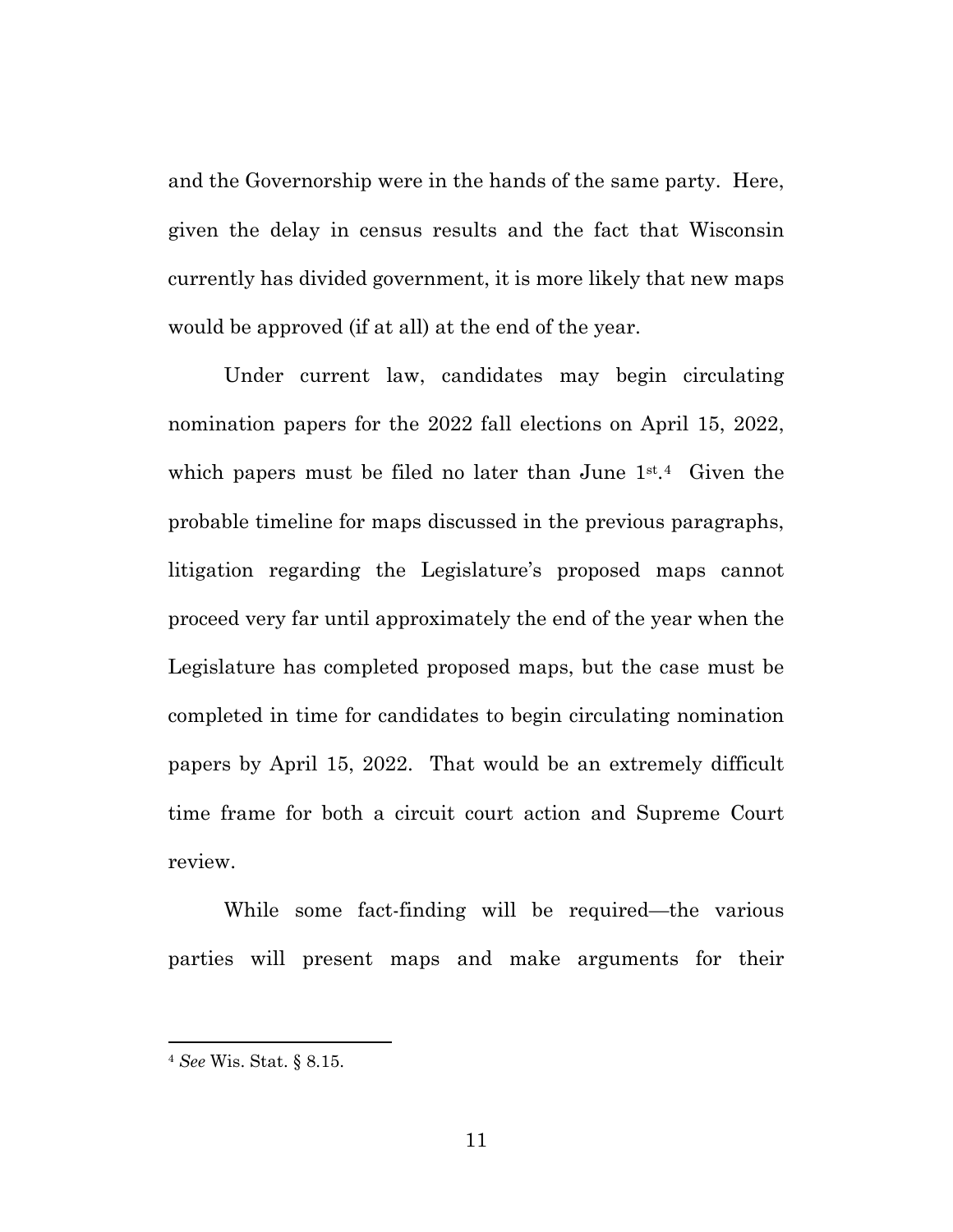and the Governorship were in the hands of the same party. Here, given the delay in census results and the fact that Wisconsin currently has divided government, it is more likely that new maps would be approved (if at all) at the end of the year.

Under current law, candidates may begin circulating nomination papers for the 2022 fall elections on April 15, 2022, which papers must be filed no later than June 1st.[4] Given the probable timeline for maps discussed in the previous paragraphs, litigation regarding the Legislature's proposed maps cannot proceed very far until approximately the end of the year when the Legislature has completed proposed maps, but the case must be completed in time for candidates to begin circulating nomination papers by April 15, 2022. That would be an extremely difficult time frame for both a circuit court action and Supreme Court review.

While some fact-finding will be required—the various parties will present maps and make arguments for their

---

[4] *See* Wis. Stat. § 8.15.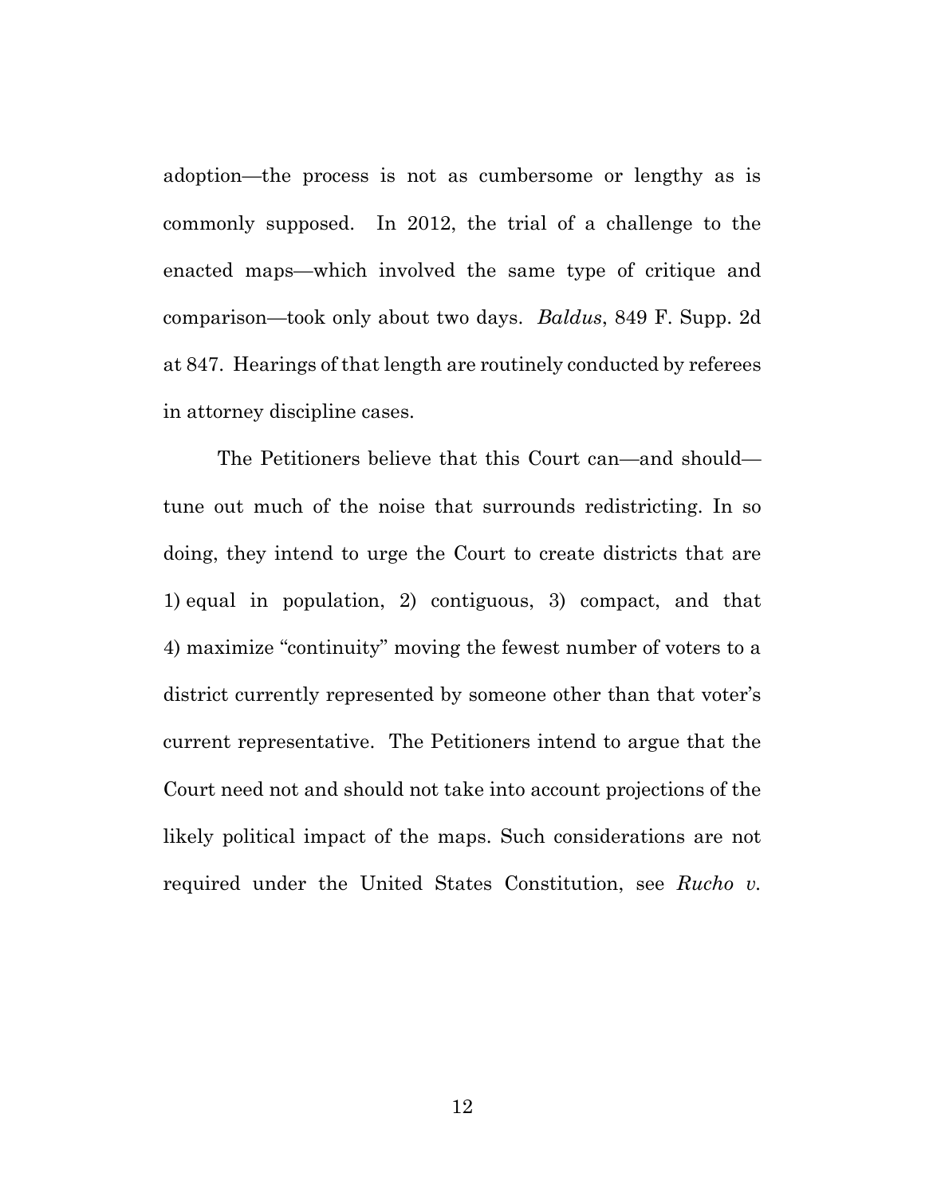adoption—the process is not as cumbersome or lengthy as is commonly supposed. In 2012, the trial of a challenge to the enacted maps—which involved the same type of critique and comparison—took only about two days. *Baldus*, 849 F. Supp. 2d at 847. Hearings of that length are routinely conducted by referees in attorney discipline cases.

The Petitioners believe that this Court can—and should—tune out much of the noise that surrounds redistricting. In so doing, they intend to urge the Court to create districts that are 1) equal in population, 2) contiguous, 3) compact, and that 4) maximize "continuity" moving the fewest number of voters to a district currently represented by someone other than that voter's current representative. The Petitioners intend to argue that the Court need not and should not take into account projections of the likely political impact of the maps. Such considerations are not required under the United States Constitution, see *Rucho v.*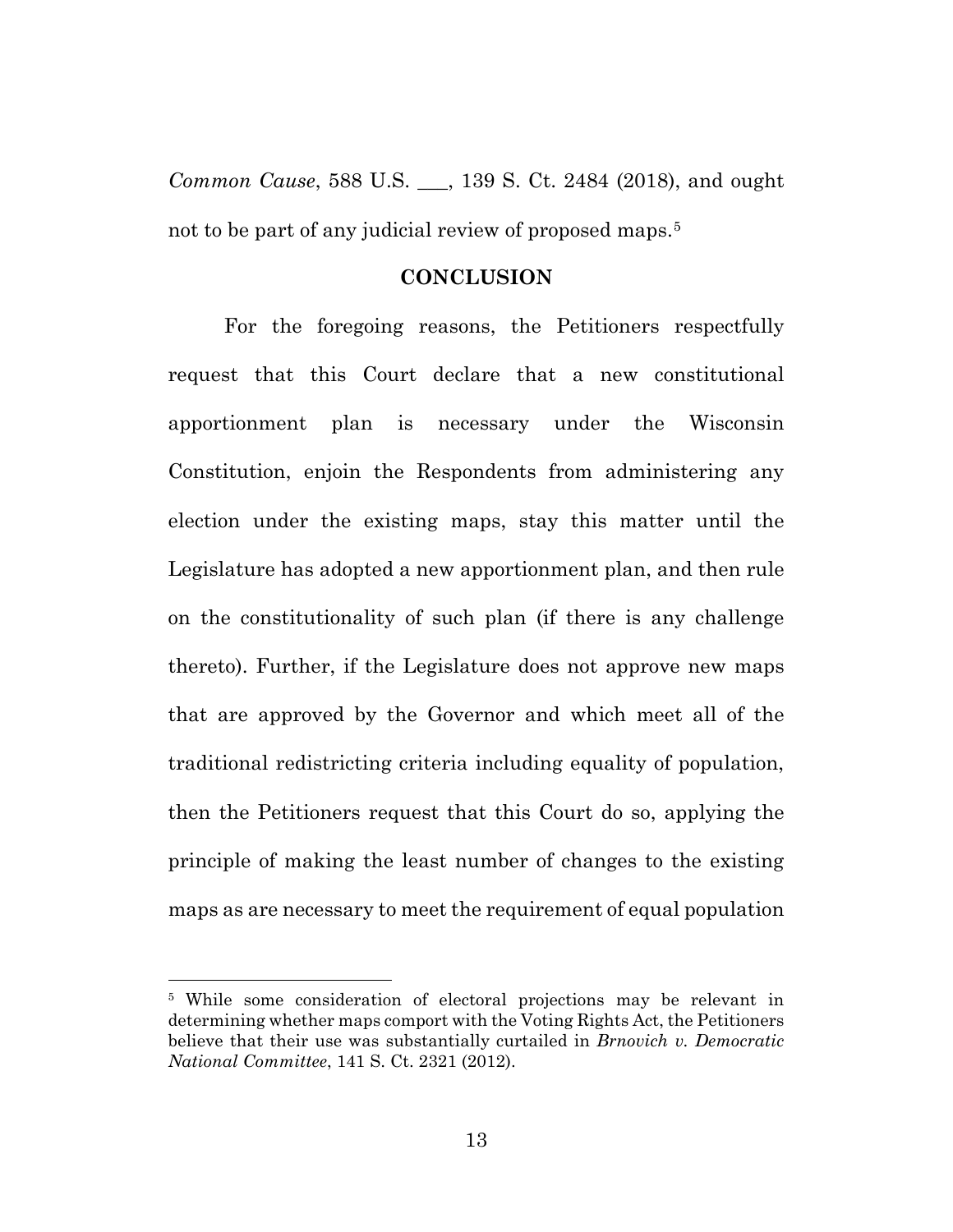*Common Cause*, 588 U.S. ___, 139 S. Ct. 2484 (2018), and ought not to be part of any judicial review of proposed maps.[5]

## CONCLUSION

For the foregoing reasons, the Petitioners respectfully request that this Court declare that a new constitutional apportionment plan is necessary under the Wisconsin Constitution, enjoin the Respondents from administering any election under the existing maps, stay this matter until the Legislature has adopted a new apportionment plan, and then rule on the constitutionality of such plan (if there is any challenge thereto). Further, if the Legislature does not approve new maps that are approved by the Governor and which meet all of the traditional redistricting criteria including equality of population, then the Petitioners request that this Court do so, applying the principle of making the least number of changes to the existing maps as are necessary to meet the requirement of equal population

---

[5] While some consideration of electoral projections may be relevant in determining whether maps comport with the Voting Rights Act, the Petitioners believe that their use was substantially curtailed in *Brnovich v. Democratic National Committee*, 141 S. Ct. 2321 (2012).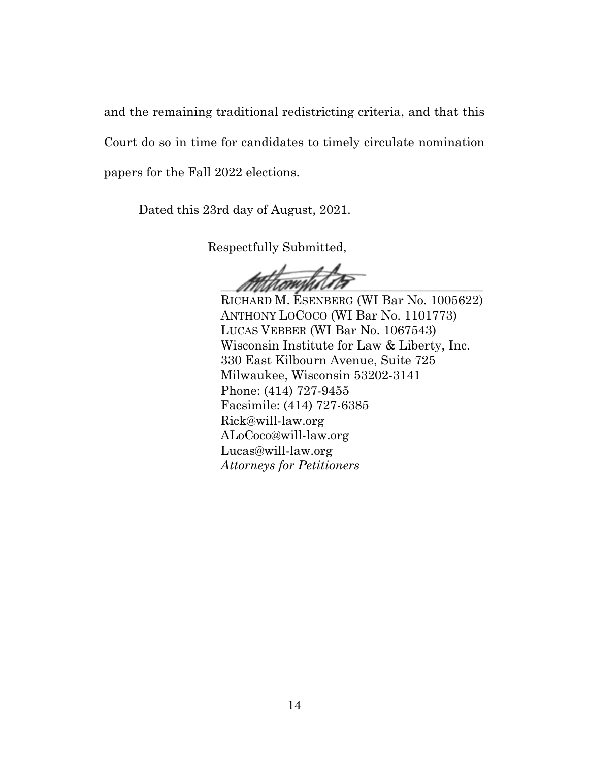and the remaining traditional redistricting criteria, and that this Court do so in time for candidates to timely circulate nomination papers for the Fall 2022 elections.

Dated this 23rd day of August, 2021.

Respectfully Submitted,

\_\_\_\_\_\_\_\_\_\_\_\_\_\_\_\_\_\_\_\_\_\_\_\_\_\_\_\_\_\_\_\_\_\_\_\_\_\_

RICHARD M. ESENBERG (WI Bar No. 1005622)
ANTHONY LOCOCO (WI Bar No. 1101773)
LUCAS VEBBER (WI Bar No. 1067543)
Wisconsin Institute for Law & Liberty, Inc.
330 East Kilbourn Avenue, Suite 725
Milwaukee, Wisconsin 53202-3141
Phone: (414) 727-9455
Facsimile: (414) 727-6385
Rick@will-law.org
ALoCoco@will-law.org
Lucas@will-law.org
*Attorneys for Petitioners*